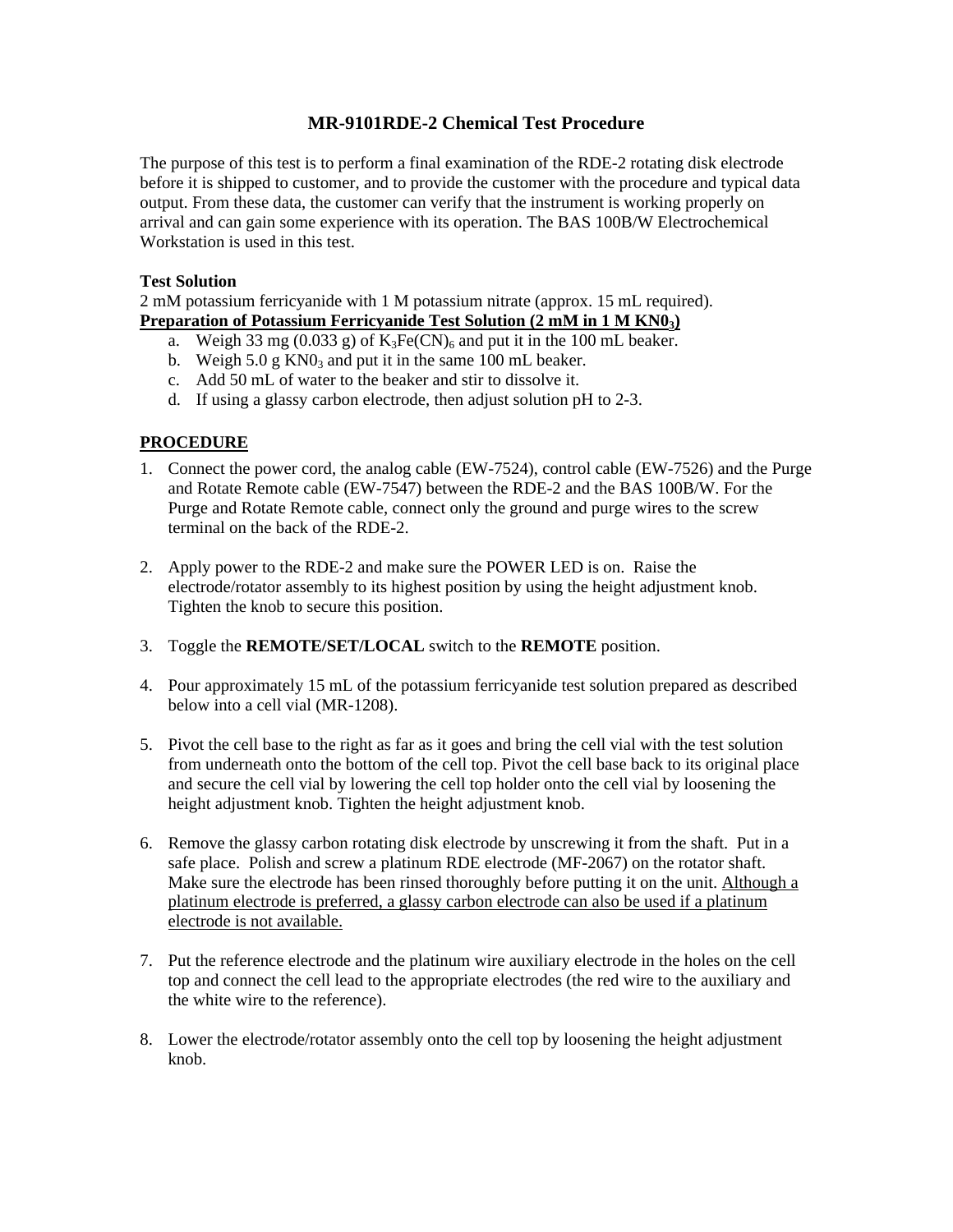## MR-9101RDE-2 Chemical Test Procedure

The purpose of this test is to perform a final examination of the RDE-2 rotating disk electrode before it is shipped to customer, and to provide the customer with the procedure and typical data output. From these data, the customer can verify that the instrument is working properly on arrival and can gain some experience with its operation. The BAS 100B/W Electrochemical Workstation is used in this test.

**Test Solution**
2 mM potassium ferricyanide with 1 M potassium nitrate (approx. 15 mL required).

**Preparation of Potassium Ferricyanide Test Solution (2 mM in 1 M $KN0_3$)**

a. Weigh 33 mg (0.033 g) of $K_3Fe(CN)_6$ and put it in the 100 mL beaker.
b. Weigh 5.0 g $KN0_3$ and put it in the same 100 mL beaker.
c. Add 50 mL of water to the beaker and stir to dissolve it.
d. If using a glassy carbon electrode, then adjust solution pH to 2-3.

**PROCEDURE**

1. Connect the power cord, the analog cable (EW-7524), control cable (EW-7526) and the Purge and Rotate Remote cable (EW-7547) between the RDE-2 and the BAS 100B/W. For the Purge and Rotate Remote cable, connect only the ground and purge wires to the screw terminal on the back of the RDE-2.

2. Apply power to the RDE-2 and make sure the POWER LED is on. Raise the electrode/rotator assembly to its highest position by using the height adjustment knob. Tighten the knob to secure this position.

3. Toggle the **REMOTE/SET/LOCAL** switch to the **REMOTE** position.

4. Pour approximately 15 mL of the potassium ferricyanide test solution prepared as described below into a cell vial (MR-1208).

5. Pivot the cell base to the right as far as it goes and bring the cell vial with the test solution from underneath onto the bottom of the cell top. Pivot the cell base back to its original place and secure the cell vial by lowering the cell top holder onto the cell vial by loosening the height adjustment knob. Tighten the height adjustment knob.

6. Remove the glassy carbon rotating disk electrode by unscrewing it from the shaft. Put in a safe place. Polish and screw a platinum RDE electrode (MF-2067) on the rotator shaft. Make sure the electrode has been rinsed thoroughly before putting it on the unit. <u>Although a platinum electrode is preferred, a glassy carbon electrode can also be used if a platinum electrode is not available.</u>

7. Put the reference electrode and the platinum wire auxiliary electrode in the holes on the cell top and connect the cell lead to the appropriate electrodes (the red wire to the auxiliary and the white wire to the reference).

8. Lower the electrode/rotator assembly onto the cell top by loosening the height adjustment knob.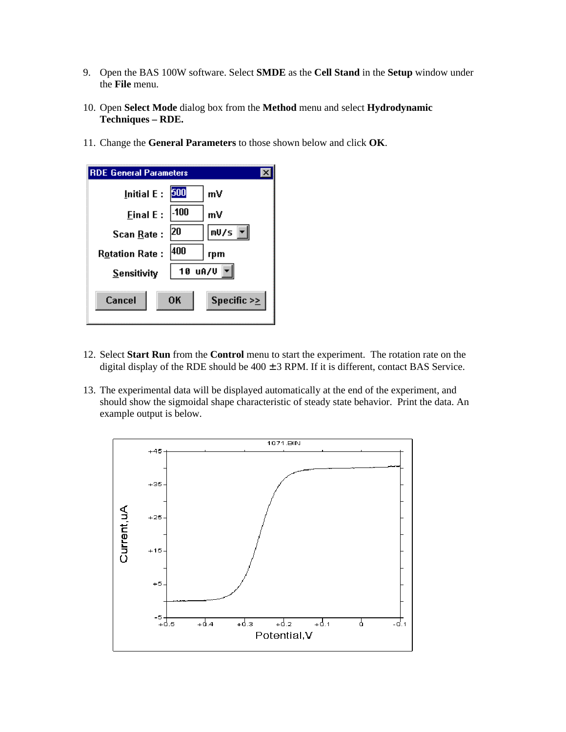9. Open the BAS 100W software. Select **SMDE** as the **Cell Stand** in the **Setup** window under the **File** menu.

10. Open **Select Mode** dialog box from the **Method** menu and select **Hydrodynamic Techniques – RDE.**

11. Change the **General Parameters** to those shown below and click **OK**.

RDE General Parameters

Initial E : 500 mV

Final E : -100 mV

Scan Rate : 20 mV/s

Rotation Rate : 400 rpm

Sensitivity 10 uA/V

Cancel OK Specific >>

12. Select **Start Run** from the **Control** menu to start the experiment. The rotation rate on the digital display of the RDE should be 400 ±3 RPM. If it is different, contact BAS Service.

13. The experimental data will be displayed automatically at the end of the experiment, and should show the sigmoidal shape characteristic of steady state behavior. Print the data. An example output is below.

1071.BIN

Current,uA

+45

+35

+25

+15

+5

-5

+0.5 +0.4 +0.3 +0.2 +0.1 0 -0.1

Potential,V